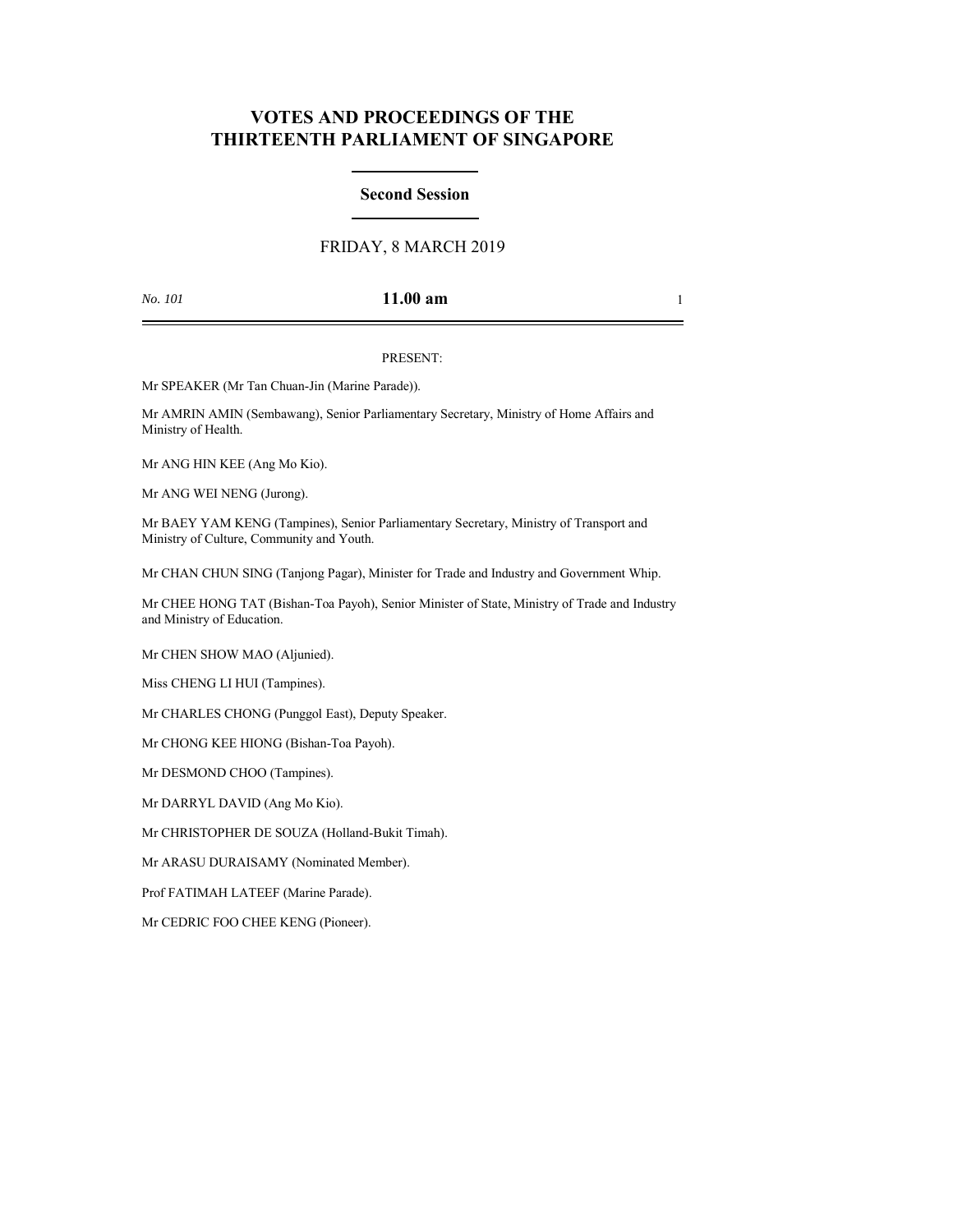# VOTES AND PROCEEDINGS OF THE THIRTEENTH PARLIAMENT OF SINGAPORE

## Second Session

FRIDAY, 8 MARCH 2019

*No. 101* **11.00 am**

PRESENT:

Mr SPEAKER (Mr Tan Chuan-Jin (Marine Parade)).

Mr AMRIN AMIN (Sembawang), Senior Parliamentary Secretary, Ministry of Home Affairs and Ministry of Health.

Mr ANG HIN KEE (Ang Mo Kio).

Mr ANG WEI NENG (Jurong).

Mr BAEY YAM KENG (Tampines), Senior Parliamentary Secretary, Ministry of Transport and Ministry of Culture, Community and Youth.

Mr CHAN CHUN SING (Tanjong Pagar), Minister for Trade and Industry and Government Whip.

Mr CHEE HONG TAT (Bishan-Toa Payoh), Senior Minister of State, Ministry of Trade and Industry and Ministry of Education.

Mr CHEN SHOW MAO (Aljunied).

Miss CHENG LI HUI (Tampines).

Mr CHARLES CHONG (Punggol East), Deputy Speaker.

Mr CHONG KEE HIONG (Bishan-Toa Payoh).

Mr DESMOND CHOO (Tampines).

Mr DARRYL DAVID (Ang Mo Kio).

Mr CHRISTOPHER DE SOUZA (Holland-Bukit Timah).

Mr ARASU DURAISAMY (Nominated Member).

Prof FATIMAH LATEEF (Marine Parade).

Mr CEDRIC FOO CHEE KENG (Pioneer).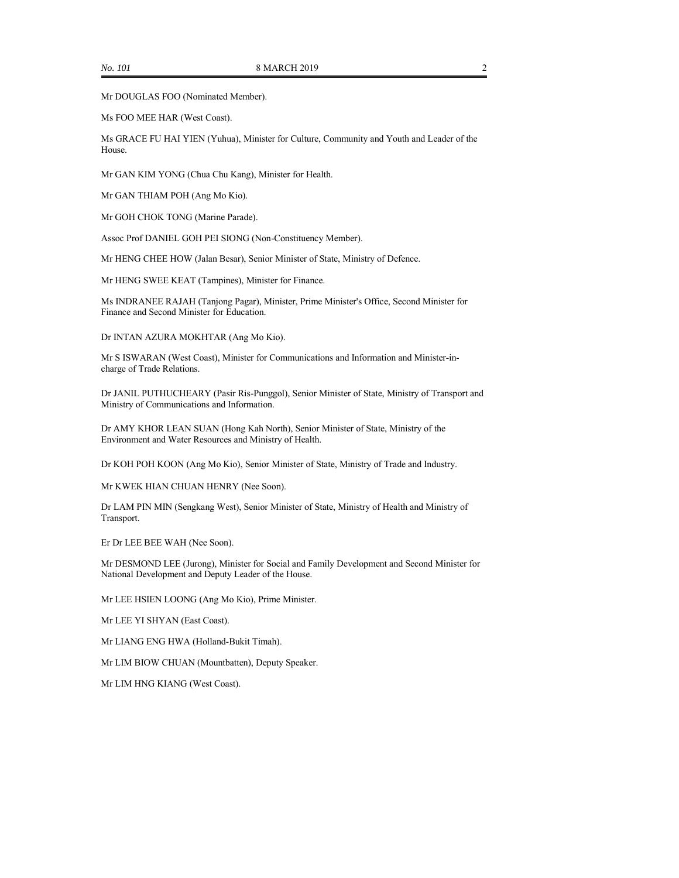Mr DOUGLAS FOO (Nominated Member).

Ms FOO MEE HAR (West Coast).

Ms GRACE FU HAI YIEN (Yuhua), Minister for Culture, Community and Youth and Leader of the House.

Mr GAN KIM YONG (Chua Chu Kang), Minister for Health.

Mr GAN THIAM POH (Ang Mo Kio).

Mr GOH CHOK TONG (Marine Parade).

Assoc Prof DANIEL GOH PEI SIONG (Non-Constituency Member).

Mr HENG CHEE HOW (Jalan Besar), Senior Minister of State, Ministry of Defence.

Mr HENG SWEE KEAT (Tampines), Minister for Finance.

Ms INDRANEE RAJAH (Tanjong Pagar), Minister, Prime Minister's Office, Second Minister for Finance and Second Minister for Education.

Dr INTAN AZURA MOKHTAR (Ang Mo Kio).

Mr S ISWARAN (West Coast), Minister for Communications and Information and Minister-in-charge of Trade Relations.

Dr JANIL PUTHUCHEARY (Pasir Ris-Punggol), Senior Minister of State, Ministry of Transport and Ministry of Communications and Information.

Dr AMY KHOR LEAN SUAN (Hong Kah North), Senior Minister of State, Ministry of the Environment and Water Resources and Ministry of Health.

Dr KOH POH KOON (Ang Mo Kio), Senior Minister of State, Ministry of Trade and Industry.

Mr KWEK HIAN CHUAN HENRY (Nee Soon).

Dr LAM PIN MIN (Sengkang West), Senior Minister of State, Ministry of Health and Ministry of Transport.

Er Dr LEE BEE WAH (Nee Soon).

Mr DESMOND LEE (Jurong), Minister for Social and Family Development and Second Minister for National Development and Deputy Leader of the House.

Mr LEE HSIEN LOONG (Ang Mo Kio), Prime Minister.

Mr LEE YI SHYAN (East Coast).

Mr LIANG ENG HWA (Holland-Bukit Timah).

Mr LIM BIOW CHUAN (Mountbatten), Deputy Speaker.

Mr LIM HNG KIANG (West Coast).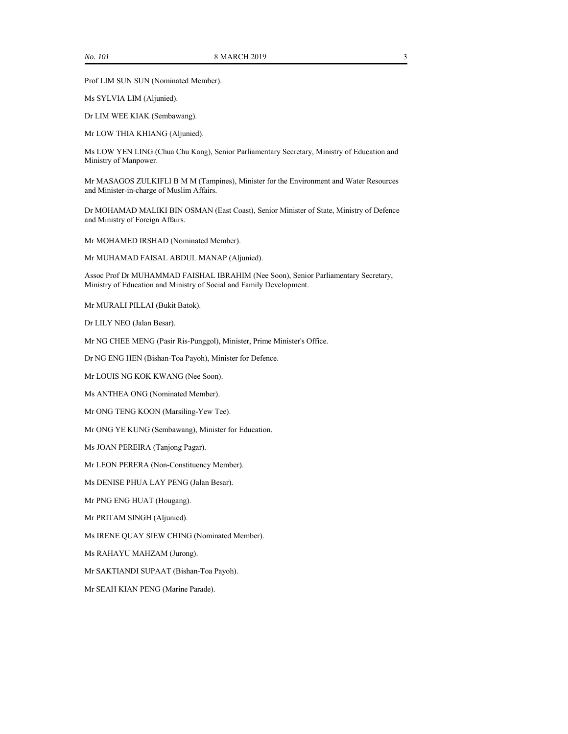Prof LIM SUN SUN (Nominated Member).

Ms SYLVIA LIM (Aljunied).

Dr LIM WEE KIAK (Sembawang).

Mr LOW THIA KHIANG (Aljunied).

Ms LOW YEN LING (Chua Chu Kang), Senior Parliamentary Secretary, Ministry of Education and Ministry of Manpower.

Mr MASAGOS ZULKIFLI B M M (Tampines), Minister for the Environment and Water Resources and Minister-in-charge of Muslim Affairs.

Dr MOHAMAD MALIKI BIN OSMAN (East Coast), Senior Minister of State, Ministry of Defence and Ministry of Foreign Affairs.

Mr MOHAMED IRSHAD (Nominated Member).

Mr MUHAMAD FAISAL ABDUL MANAP (Aljunied).

Assoc Prof Dr MUHAMMAD FAISHAL IBRAHIM (Nee Soon), Senior Parliamentary Secretary, Ministry of Education and Ministry of Social and Family Development.

Mr MURALI PILLAI (Bukit Batok).

Dr LILY NEO (Jalan Besar).

Mr NG CHEE MENG (Pasir Ris-Punggol), Minister, Prime Minister's Office.

Dr NG ENG HEN (Bishan-Toa Payoh), Minister for Defence.

Mr LOUIS NG KOK KWANG (Nee Soon).

Ms ANTHEA ONG (Nominated Member).

Mr ONG TENG KOON (Marsiling-Yew Tee).

Mr ONG YE KUNG (Sembawang), Minister for Education.

Ms JOAN PEREIRA (Tanjong Pagar).

Mr LEON PERERA (Non-Constituency Member).

Ms DENISE PHUA LAY PENG (Jalan Besar).

Mr PNG ENG HUAT (Hougang).

Mr PRITAM SINGH (Aljunied).

Ms IRENE QUAY SIEW CHING (Nominated Member).

Ms RAHAYU MAHZAM (Jurong).

Mr SAKTIANDI SUPAAT (Bishan-Toa Payoh).

Mr SEAH KIAN PENG (Marine Parade).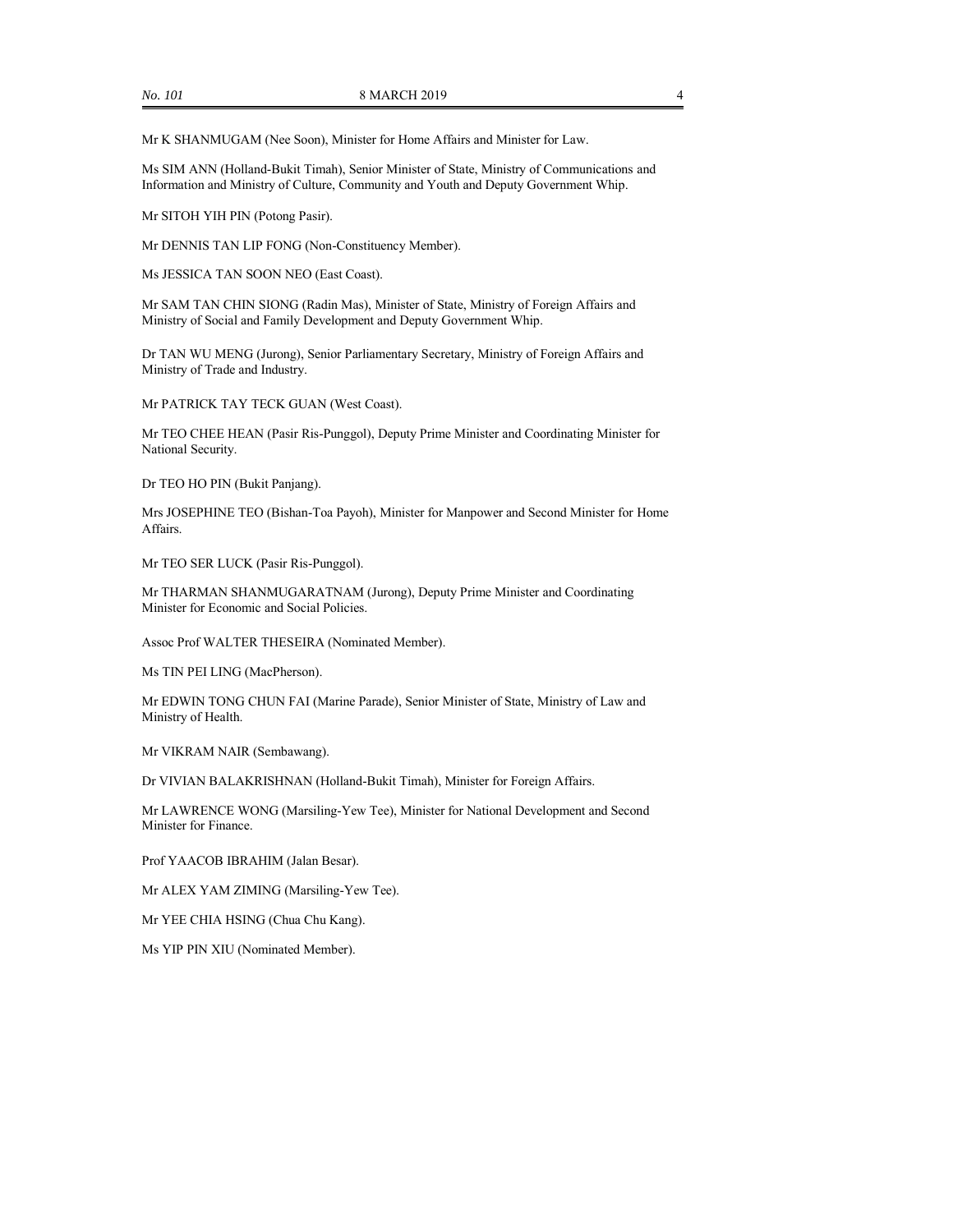Mr K SHANMUGAM (Nee Soon), Minister for Home Affairs and Minister for Law.

Ms SIM ANN (Holland-Bukit Timah), Senior Minister of State, Ministry of Communications and Information and Ministry of Culture, Community and Youth and Deputy Government Whip.

Mr SITOH YIH PIN (Potong Pasir).

Mr DENNIS TAN LIP FONG (Non-Constituency Member).

Ms JESSICA TAN SOON NEO (East Coast).

Mr SAM TAN CHIN SIONG (Radin Mas), Minister of State, Ministry of Foreign Affairs and Ministry of Social and Family Development and Deputy Government Whip.

Dr TAN WU MENG (Jurong), Senior Parliamentary Secretary, Ministry of Foreign Affairs and Ministry of Trade and Industry.

Mr PATRICK TAY TECK GUAN (West Coast).

Mr TEO CHEE HEAN (Pasir Ris-Punggol), Deputy Prime Minister and Coordinating Minister for National Security.

Dr TEO HO PIN (Bukit Panjang).

Mrs JOSEPHINE TEO (Bishan-Toa Payoh), Minister for Manpower and Second Minister for Home Affairs.

Mr TEO SER LUCK (Pasir Ris-Punggol).

Mr THARMAN SHANMUGARATNAM (Jurong), Deputy Prime Minister and Coordinating Minister for Economic and Social Policies.

Assoc Prof WALTER THESEIRA (Nominated Member).

Ms TIN PEI LING (MacPherson).

Mr EDWIN TONG CHUN FAI (Marine Parade), Senior Minister of State, Ministry of Law and Ministry of Health.

Mr VIKRAM NAIR (Sembawang).

Dr VIVIAN BALAKRISHNAN (Holland-Bukit Timah), Minister for Foreign Affairs.

Mr LAWRENCE WONG (Marsiling-Yew Tee), Minister for National Development and Second Minister for Finance.

Prof YAACOB IBRAHIM (Jalan Besar).

Mr ALEX YAM ZIMING (Marsiling-Yew Tee).

Mr YEE CHIA HSING (Chua Chu Kang).

Ms YIP PIN XIU (Nominated Member).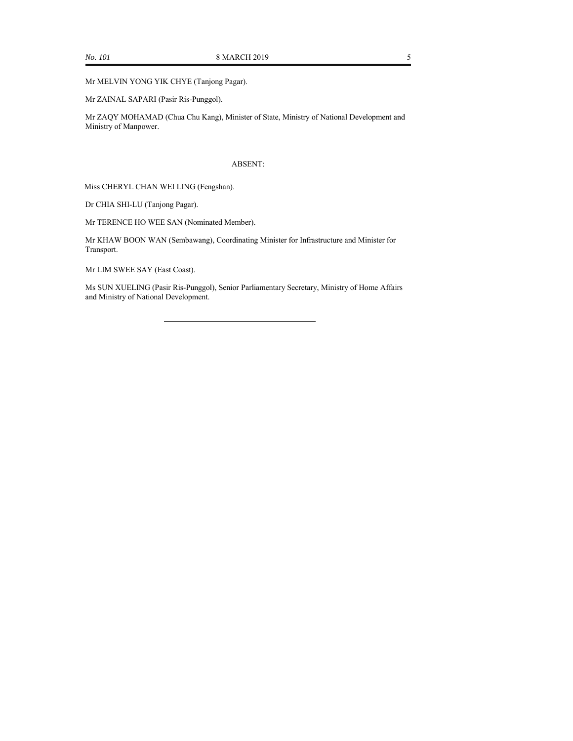Mr MELVIN YONG YIK CHYE (Tanjong Pagar).

Mr ZAINAL SAPARI (Pasir Ris-Punggol).

Mr ZAQY MOHAMAD (Chua Chu Kang), Minister of State, Ministry of National Development and Ministry of Manpower.

ABSENT:

Miss CHERYL CHAN WEI LING (Fengshan).

Dr CHIA SHI-LU (Tanjong Pagar).

Mr TERENCE HO WEE SAN (Nominated Member).

Mr KHAW BOON WAN (Sembawang), Coordinating Minister for Infrastructure and Minister for Transport.

Mr LIM SWEE SAY (East Coast).

Ms SUN XUELING (Pasir Ris-Punggol), Senior Parliamentary Secretary, Ministry of Home Affairs and Ministry of National Development.

---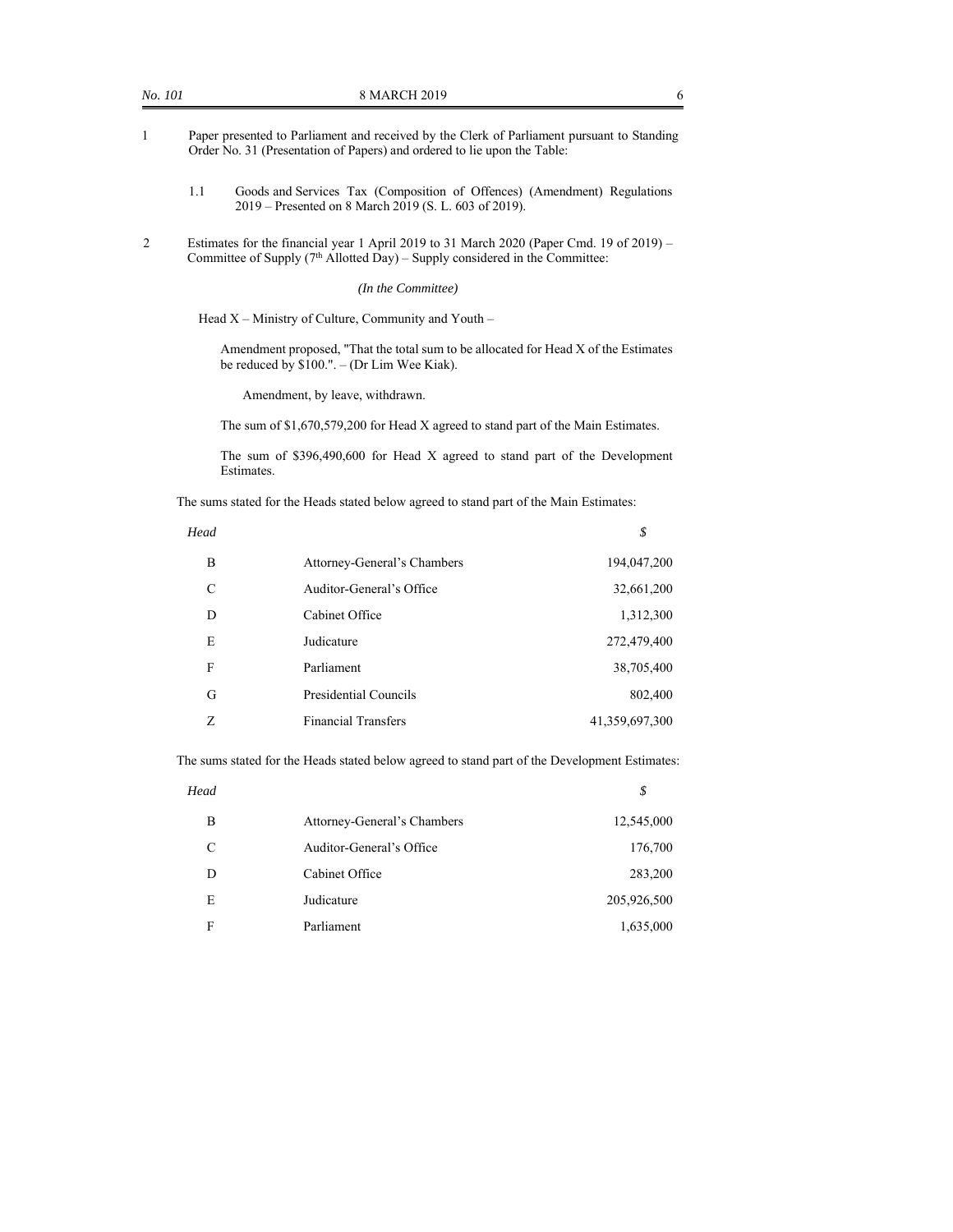1 Paper presented to Parliament and received by the Clerk of Parliament pursuant to Standing Order No. 31 (Presentation of Papers) and ordered to lie upon the Table:

1.1 Goods and Services Tax (Composition of Offences) (Amendment) Regulations 2019 – Presented on 8 March 2019 (S. L. 603 of 2019).

2 Estimates for the financial year 1 April 2019 to 31 March 2020 (Paper Cmd. 19 of 2019) – Committee of Supply (7th Allotted Day) – Supply considered in the Committee:

*(In the Committee)*

Head X – Ministry of Culture, Community and Youth –

Amendment proposed, "That the total sum to be allocated for Head X of the Estimates be reduced by $100.". – (Dr Lim Wee Kiak).

Amendment, by leave, withdrawn.

The sum of $1,670,579,200 for Head X agreed to stand part of the Main Estimates.

The sum of $396,490,600 for Head X agreed to stand part of the Development Estimates.

The sums stated for the Heads stated below agreed to stand part of the Main Estimates:

| *Head* | | *$* |
|---|---|---|
| B | Attorney-General's Chambers | 194,047,200 |
| C | Auditor-General's Office | 32,661,200 |
| D | Cabinet Office | 1,312,300 |
| E | Judicature | 272,479,400 |
| F | Parliament | 38,705,400 |
| G | Presidential Councils | 802,400 |
| Z | Financial Transfers | 41,359,697,300 |

The sums stated for the Heads stated below agreed to stand part of the Development Estimates:

| *Head* | | *$* |
|---|---|---|
| B | Attorney-General's Chambers | 12,545,000 |
| C | Auditor-General's Office | 176,700 |
| D | Cabinet Office | 283,200 |
| E | Judicature | 205,926,500 |
| F | Parliament | 1,635,000 |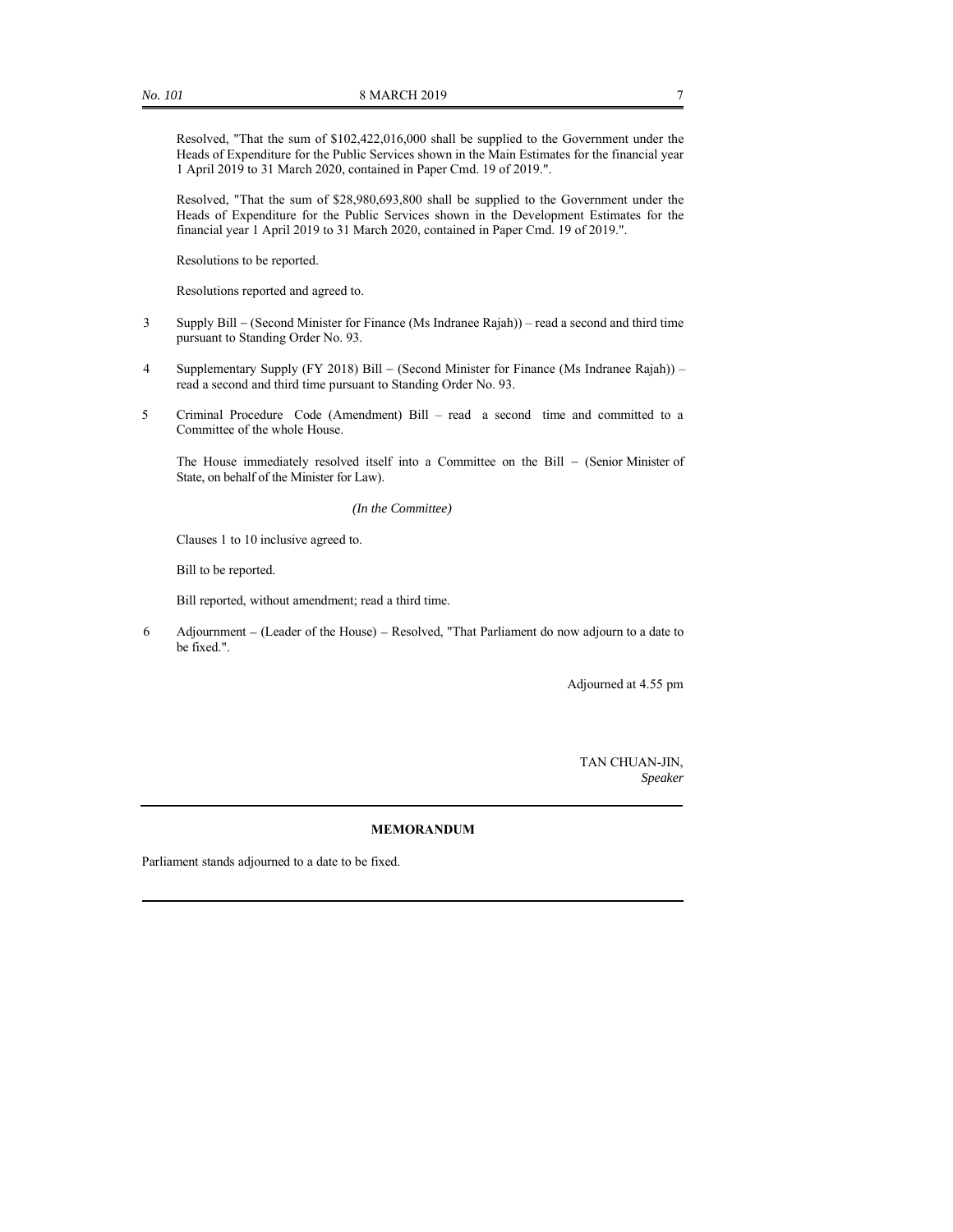Resolved, "That the sum of $102,422,016,000 shall be supplied to the Government under the Heads of Expenditure for the Public Services shown in the Main Estimates for the financial year 1 April 2019 to 31 March 2020, contained in Paper Cmd. 19 of 2019.".

Resolved, "That the sum of $28,980,693,800 shall be supplied to the Government under the Heads of Expenditure for the Public Services shown in the Development Estimates for the financial year 1 April 2019 to 31 March 2020, contained in Paper Cmd. 19 of 2019.".

Resolutions to be reported.

Resolutions reported and agreed to.

3 Supply Bill – (Second Minister for Finance (Ms Indranee Rajah)) – read a second and third time pursuant to Standing Order No. 93.

4 Supplementary Supply (FY 2018) Bill – (Second Minister for Finance (Ms Indranee Rajah)) – read a second and third time pursuant to Standing Order No. 93.

5 Criminal Procedure Code (Amendment) Bill – read a second time and committed to a Committee of the whole House.

The House immediately resolved itself into a Committee on the Bill – (Senior Minister of State, on behalf of the Minister for Law).

*(In the Committee)*

Clauses 1 to 10 inclusive agreed to.

Bill to be reported.

Bill reported, without amendment; read a third time.

6 Adjournment – (Leader of the House) – Resolved, "That Parliament do now adjourn to a date to be fixed.".

Adjourned at 4.55 pm

TAN CHUAN-JIN,
*Speaker*

---

**MEMORANDUM**

Parliament stands adjourned to a date to be fixed.

---